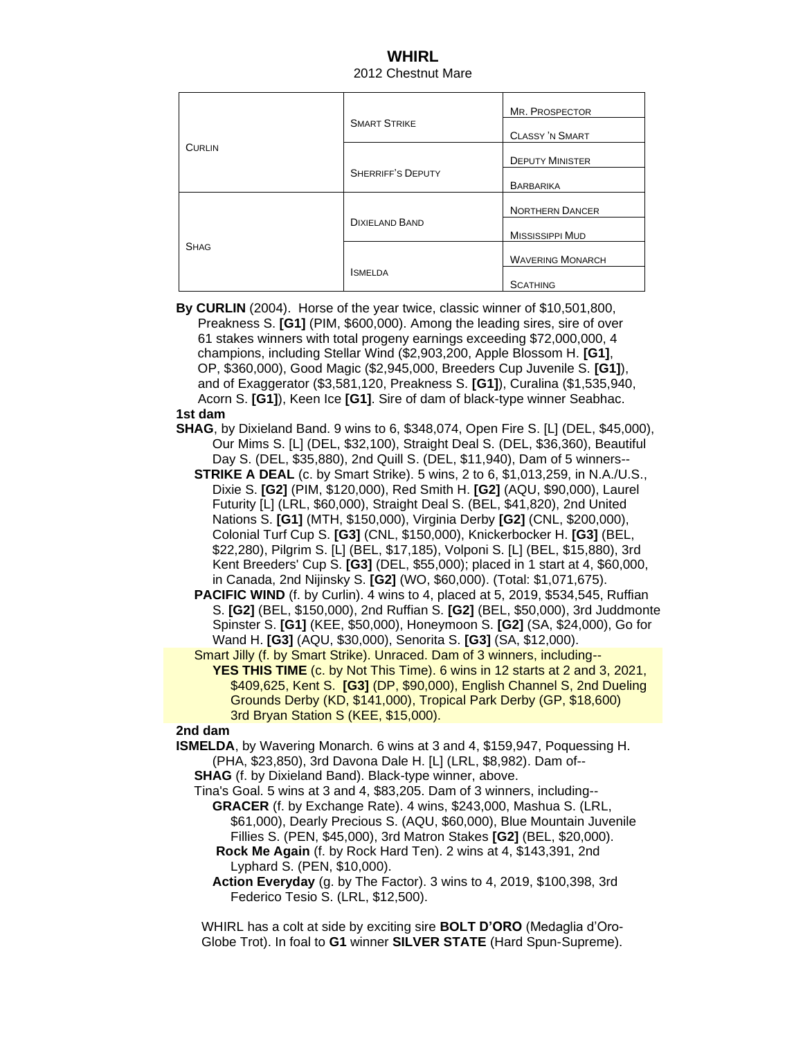# WHIRL

2012 Chestnut Mare

| | | |
|---|---|---|
| CURLIN | SMART STRIKE | MR. PROSPECTOR |
| | | CLASSY 'N SMART |
| | SHERRIFF'S DEPUTY | DEPUTY MINISTER |
| | | BARBARIKA |
| SHAG | DIXIELAND BAND | NORTHERN DANCER |
| | | MISSISSIPPI MUD |
| | ISMELDA | WAVERING MONARCH |
| | | SCATHING |

**By CURLIN** (2004). Horse of the year twice, classic winner of $10,501,800, Preakness S. **[G1]** (PIM, $600,000). Among the leading sires, sire of over 61 stakes winners with total progeny earnings exceeding $72,000,000, 4 champions, including Stellar Wind ($2,903,200, Apple Blossom H. **[G1]**, OP, $360,000), Good Magic ($2,945,000, Breeders Cup Juvenile S. **[G1]**), and of Exaggerator ($3,581,120, Preakness S. **[G1]**), Curalina ($1,535,940, Acorn S. **[G1]**), Keen Ice **[G1]**. Sire of dam of black-type winner Seabhac.

**1st dam**

**SHAG**, by Dixieland Band. 9 wins to 6, $348,074, Open Fire S. [L] (DEL, $45,000), Our Mims S. [L] (DEL, $32,100), Straight Deal S. (DEL, $36,360), Beautiful Day S. (DEL, $35,880), 2nd Quill S. (DEL, $11,940), Dam of 5 winners--

**STRIKE A DEAL** (c. by Smart Strike). 5 wins, 2 to 6, $1,013,259, in N.A./U.S., Dixie S. **[G2]** (PIM, $120,000), Red Smith H. **[G2]** (AQU, $90,000), Laurel Futurity [L] (LRL, $60,000), Straight Deal S. (BEL, $41,820), 2nd United Nations S. **[G1]** (MTH, $150,000), Virginia Derby **[G2]** (CNL, $200,000), Colonial Turf Cup S. **[G3]** (CNL, $150,000), Knickerbocker H. **[G3]** (BEL, $22,280), Pilgrim S. [L] (BEL, $17,185), Volponi S. [L] (BEL, $15,880), 3rd Kent Breeders' Cup S. **[G3]** (DEL, $55,000); placed in 1 start at 4, $60,000, in Canada, 2nd Nijinsky S. **[G2]** (WO, $60,000). (Total: $1,071,675).

**PACIFIC WIND** (f. by Curlin). 4 wins to 4, placed at 5, 2019, $534,545, Ruffian S. **[G2]** (BEL, $150,000), 2nd Ruffian S. **[G2]** (BEL, $50,000), 3rd Juddmonte Spinster S. **[G1]** (KEE, $50,000), Honeymoon S. **[G2]** (SA, $24,000), Go for Wand H. **[G3]** (AQU, $30,000), Senorita S. **[G3]** (SA, $12,000).

Smart Jilly (f. by Smart Strike). Unraced. Dam of 3 winners, including--

**YES THIS TIME** (c. by Not This Time). 6 wins in 12 starts at 2 and 3, 2021, $409,625, Kent S. **[G3]** (DP, $90,000), English Channel S, 2nd Dueling Grounds Derby (KD, $141,000), Tropical Park Derby (GP, $18,600) 3rd Bryan Station S (KEE, $15,000).

**2nd dam**

**ISMELDA**, by Wavering Monarch. 6 wins at 3 and 4, $159,947, Poquessing H. (PHA, $23,850), 3rd Davona Dale H. [L] (LRL, $8,982). Dam of--

**SHAG** (f. by Dixieland Band). Black-type winner, above.

Tina's Goal. 5 wins at 3 and 4, $83,205. Dam of 3 winners, including--

**GRACER** (f. by Exchange Rate). 4 wins, $243,000, Mashua S. (LRL, $61,000), Dearly Precious S. (AQU, $60,000), Blue Mountain Juvenile Fillies S. (PEN, $45,000), 3rd Matron Stakes **[G2]** (BEL, $20,000).

**Rock Me Again** (f. by Rock Hard Ten). 2 wins at 4, $143,391, 2nd Lyphard S. (PEN, $10,000).

**Action Everyday** (g. by The Factor). 3 wins to 4, 2019, $100,398, 3rd Federico Tesio S. (LRL, $12,500).

WHIRL has a colt at side by exciting sire **BOLT D'ORO** (Medaglia d'Oro-Globe Trot). In foal to **G1** winner **SILVER STATE** (Hard Spun-Supreme).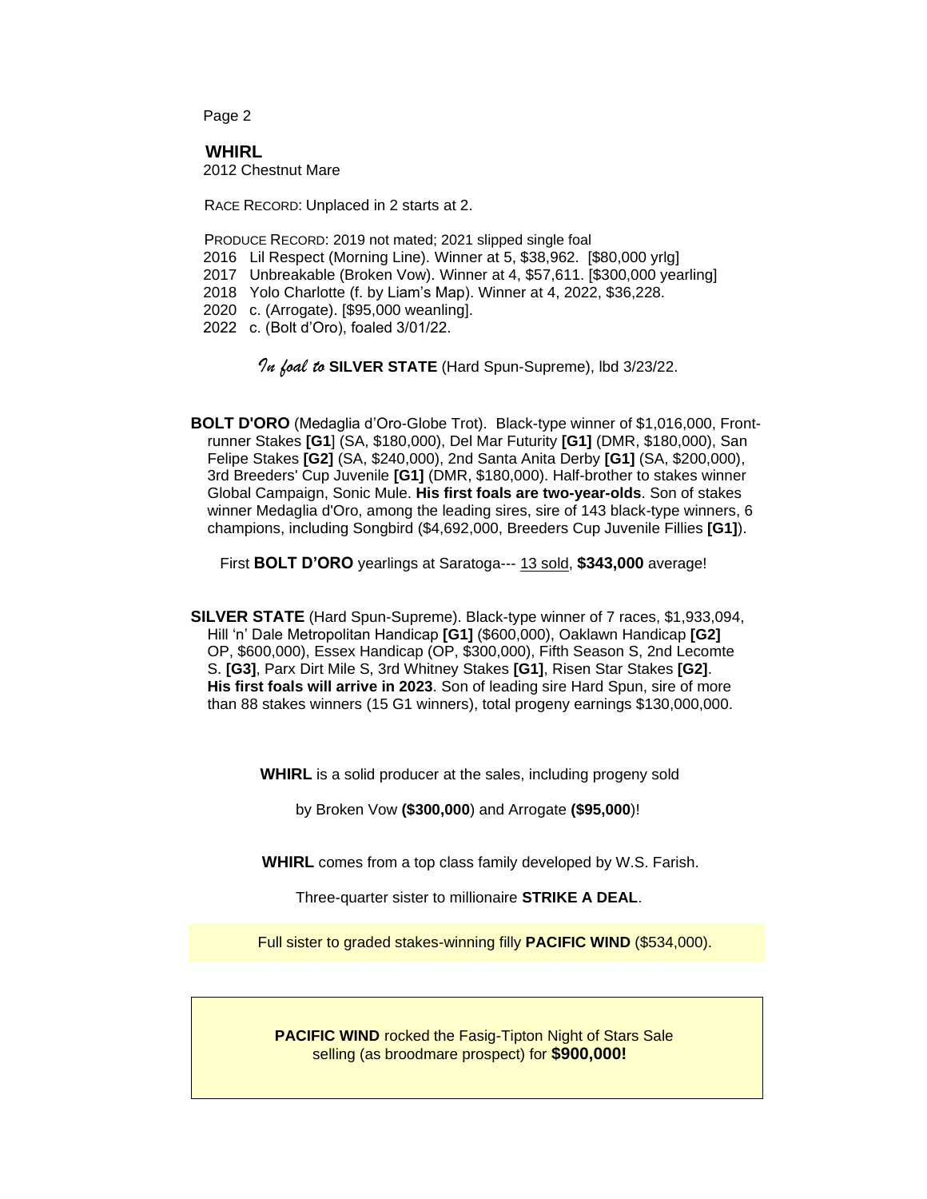## WHIRL

2012 Chestnut Mare

RACE RECORD: Unplaced in 2 starts at 2.

PRODUCE RECORD: 2019 not mated; 2021 slipped single foal

2016 Lil Respect (Morning Line). Winner at 5, $38,962. [$80,000 yrlg]
2017 Unbreakable (Broken Vow). Winner at 4, $57,611. [$300,000 yearling]
2018 Yolo Charlotte (f. by Liam's Map). Winner at 4, 2022, $36,228.
2020 c. (Arrogate). [$95,000 weanling].
2022 c. (Bolt d'Oro), foaled 3/01/22.

*In foal to* **SILVER STATE** (Hard Spun-Supreme), lbd 3/23/22.

**BOLT D'ORO** (Medaglia d'Oro-Globe Trot). Black-type winner of $1,016,000, Front-runner Stakes **[G1]** (SA, $180,000), Del Mar Futurity **[G1]** (DMR, $180,000), San Felipe Stakes **[G2]** (SA, $240,000), 2nd Santa Anita Derby **[G1]** (SA, $200,000), 3rd Breeders' Cup Juvenile **[G1]** (DMR, $180,000). Half-brother to stakes winner Global Campaign, Sonic Mule. **His first foals are two-year-olds**. Son of stakes winner Medaglia d'Oro, among the leading sires, sire of 143 black-type winners, 6 champions, including Songbird ($4,692,000, Breeders Cup Juvenile Fillies **[G1]**).

First **BOLT D'ORO** yearlings at Saratoga--- 13 sold, **$343,000** average!

**SILVER STATE** (Hard Spun-Supreme). Black-type winner of 7 races, $1,933,094, Hill 'n' Dale Metropolitan Handicap **[G1]** ($600,000), Oaklawn Handicap **[G2]** OP, $600,000), Essex Handicap (OP, $300,000), Fifth Season S, 2nd Lecomte S. **[G3]**, Parx Dirt Mile S, 3rd Whitney Stakes **[G1]**, Risen Star Stakes **[G2]**. **His first foals will arrive in 2023**. Son of leading sire Hard Spun, sire of more than 88 stakes winners (15 G1 winners), total progeny earnings $130,000,000.

**WHIRL** is a solid producer at the sales, including progeny sold

by Broken Vow **($300,000**) and Arrogate **($95,000**)!

**WHIRL** comes from a top class family developed by W.S. Farish.

Three-quarter sister to millionaire **STRIKE A DEAL**.

Full sister to graded stakes-winning filly **PACIFIC WIND** ($534,000).

**PACIFIC WIND** rocked the Fasig-Tipton Night of Stars Sale selling (as broodmare prospect) for **$900,000!**